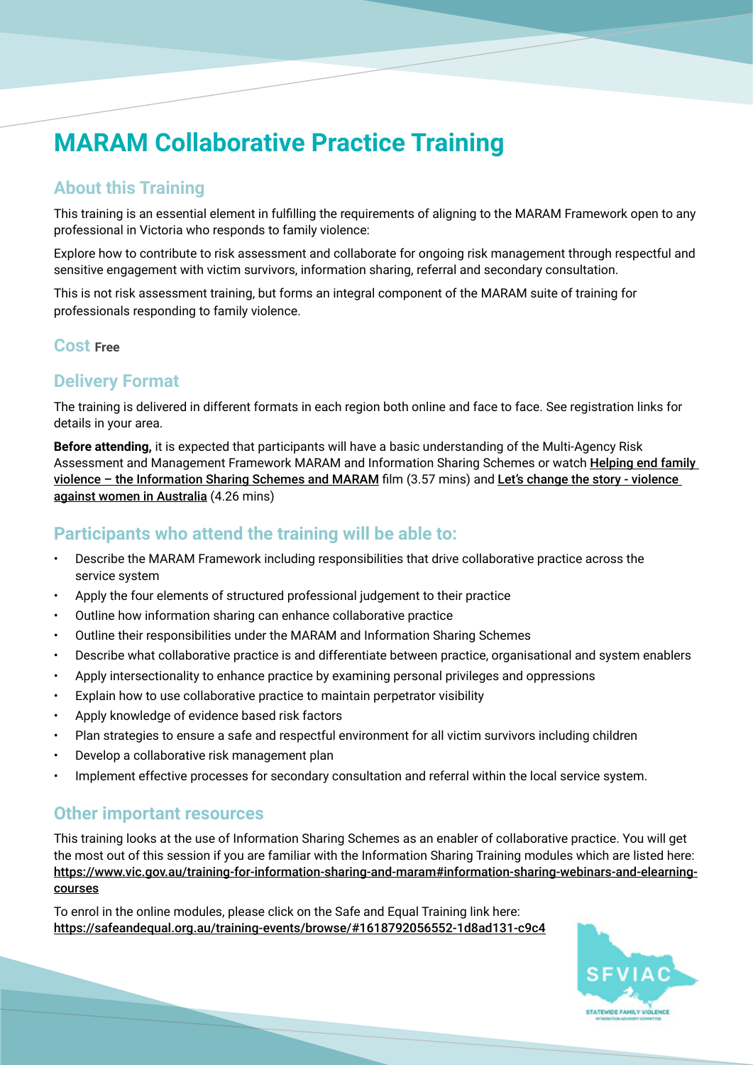# MARAM Collaborative Practice Training

## About this Training

This training is an essential element in fulfilling the requirements of aligning to the MARAM Framework open to any professional in Victoria who responds to family violence:

Explore how to contribute to risk assessment and collaborate for ongoing risk management through respectful and sensitive engagement with victim survivors, information sharing, referral and secondary consultation.

This is not risk assessment training, but forms an integral component of the MARAM suite of training for professionals responding to family violence.

## Cost **Free**

## Delivery Format

The training is delivered in different formats in each region both online and face to face. See registration links for details in your area.

**Before attending,** it is expected that participants will have a basic understanding of the Multi-Agency Risk Assessment and Management Framework MARAM and Information Sharing Schemes or watch Helping end family violence – the Information Sharing Schemes and MARAM film (3.57 mins) and Let's change the story - violence against women in Australia (4.26 mins)

## Participants who attend the training will be able to:

- Describe the MARAM Framework including responsibilities that drive collaborative practice across the service system
- Apply the four elements of structured professional judgement to their practice
- Outline how information sharing can enhance collaborative practice
- Outline their responsibilities under the MARAM and Information Sharing Schemes
- Describe what collaborative practice is and differentiate between practice, organisational and system enablers
- Apply intersectionality to enhance practice by examining personal privileges and oppressions
- Explain how to use collaborative practice to maintain perpetrator visibility
- Apply knowledge of evidence based risk factors
- Plan strategies to ensure a safe and respectful environment for all victim survivors including children
- Develop a collaborative risk management plan
- Implement effective processes for secondary consultation and referral within the local service system.

## Other important resources

This training looks at the use of Information Sharing Schemes as an enabler of collaborative practice. You will get the most out of this session if you are familiar with the Information Sharing Training modules which are listed here: https://www.vic.gov.au/training-for-information-sharing-and-maram#information-sharing-webinars-and-elearning-courses

To enrol in the online modules, please click on the Safe and Equal Training link here: https://safeandequal.org.au/training-events/browse/#1618792056552-1d8ad131-c9c4

SFVIAC
STATEWIDE FAMILY VIOLENCE INTEGRATION ADVISORY COMMITTEE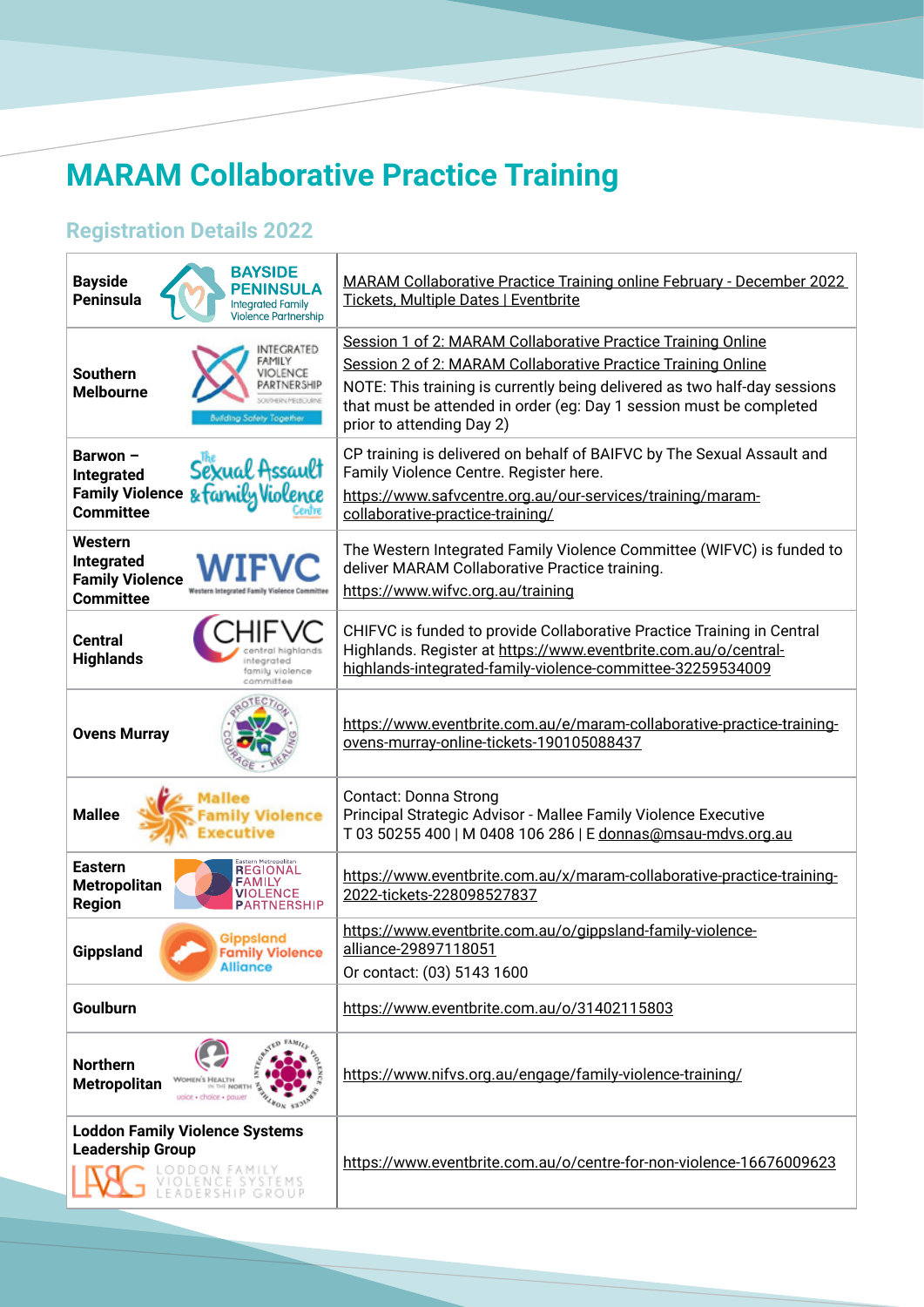# MARAM Collaborative Practice Training

## Registration Details 2022

| | |
|---|---|
| **Bayside Peninsula** | MARAM Collaborative Practice Training online February - December 2022 Tickets, Multiple Dates \| Eventbrite |
| **Southern Melbourne** | Session 1 of 2: MARAM Collaborative Practice Training Online<br>Session 2 of 2: MARAM Collaborative Practice Training Online<br>NOTE: This training is currently being delivered as two half-day sessions that must be attended in order (eg: Day 1 session must be completed prior to attending Day 2) |
| **Barwon – Integrated Family Violence Committee** | CP training is delivered on behalf of BAIFVC by The Sexual Assault and Family Violence Centre. Register here.<br>https://www.safvcentre.org.au/our-services/training/maram-collaborative-practice-training/ |
| **Western Integrated Family Violence Committee** | The Western Integrated Family Violence Committee (WIFVC) is funded to deliver MARAM Collaborative Practice training.<br>https://www.wifvc.org.au/training |
| **Central Highlands** | CHIFVC is funded to provide Collaborative Practice Training in Central Highlands. Register at https://www.eventbrite.com.au/o/central-highlands-integrated-family-violence-committee-32259534009 |
| **Ovens Murray** | https://www.eventbrite.com.au/e/maram-collaborative-practice-training-ovens-murray-online-tickets-190105088437 |
| **Mallee** | Contact: Donna Strong<br>Principal Strategic Advisor - Mallee Family Violence Executive<br>T 03 50255 400 \| M 0408 106 286 \| E donnas@msau-mdvs.org.au |
| **Eastern Metropolitan Region** | https://www.eventbrite.com.au/x/maram-collaborative-practice-training-2022-tickets-228098527837 |
| **Gippsland** | https://www.eventbrite.com.au/o/gippsland-family-violence-alliance-29897118051<br>Or contact: (03) 5143 1600 |
| **Goulburn** | https://www.eventbrite.com.au/o/31402115803 |
| **Northern Metropolitan** | https://www.nifvs.org.au/engage/family-violence-training/ |
| **Loddon Family Violence Systems Leadership Group** | https://www.eventbrite.com.au/o/centre-for-non-violence-16676009623 |